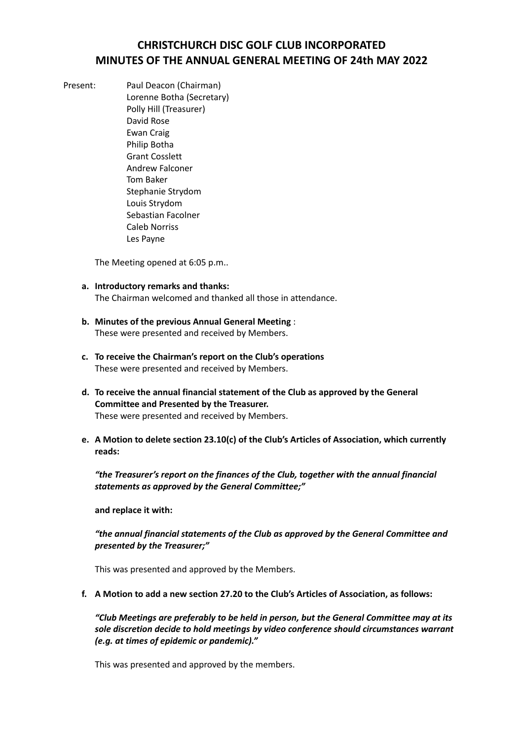# CHRISTCHURCH DISC GOLF CLUB INCORPORATED
# MINUTES OF THE ANNUAL GENERAL MEETING OF 24th MAY 2022

Present:

Paul Deacon (Chairman)
Lorenne Botha (Secretary)
Polly Hill (Treasurer)
David Rose
Ewan Craig
Philip Botha
Grant Cosslett
Andrew Falconer
Tom Baker
Stephanie Strydom
Louis Strydom
Sebastian Facolner
Caleb Norriss
Les Payne

The Meeting opened at 6:05 p.m..

**a. Introductory remarks and thanks:**
The Chairman welcomed and thanked all those in attendance.

**b. Minutes of the previous Annual General Meeting** :
These were presented and received by Members.

**c. To receive the Chairman's report on the Club's operations**
These were presented and received by Members.

**d. To receive the annual financial statement of the Club as approved by the General Committee and Presented by the Treasurer.**
These were presented and received by Members.

**e. A Motion to delete section 23.10(c) of the Club's Articles of Association, which currently reads:**

***"the Treasurer's report on the finances of the Club, together with the annual financial statements as approved by the General Committee;"***

**and replace it with:**

***"the annual financial statements of the Club as approved by the General Committee and presented by the Treasurer;"***

This was presented and approved by the Members.

**f. A Motion to add a new section 27.20 to the Club's Articles of Association, as follows:**

***"Club Meetings are preferably to be held in person, but the General Committee may at its sole discretion decide to hold meetings by video conference should circumstances warrant (e.g. at times of epidemic or pandemic)."***

This was presented and approved by the members.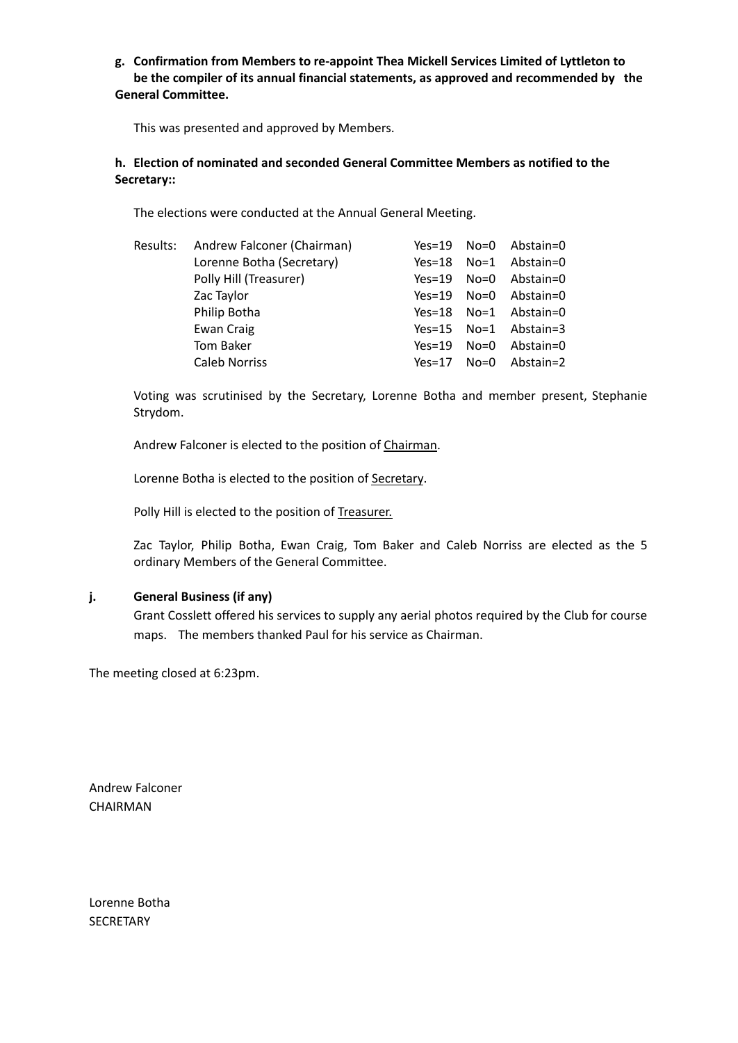**g. Confirmation from Members to re-appoint Thea Mickell Services Limited of Lyttleton to be the compiler of its annual financial statements, as approved and recommended by the General Committee.**

This was presented and approved by Members.

**h. Election of nominated and seconded General Committee Members as notified to the Secretary::**

The elections were conducted at the Annual General Meeting.

| | | | | |
|---|---|---|---|---|
| Results: | Andrew Falconer (Chairman) | Yes=19 | No=0 | Abstain=0 |
| | Lorenne Botha (Secretary) | Yes=18 | No=1 | Abstain=0 |
| | Polly Hill (Treasurer) | Yes=19 | No=0 | Abstain=0 |
| | Zac Taylor | Yes=19 | No=0 | Abstain=0 |
| | Philip Botha | Yes=18 | No=1 | Abstain=0 |
| | Ewan Craig | Yes=15 | No=1 | Abstain=3 |
| | Tom Baker | Yes=19 | No=0 | Abstain=0 |
| | Caleb Norriss | Yes=17 | No=0 | Abstain=2 |

Voting was scrutinised by the Secretary, Lorenne Botha and member present, Stephanie Strydom.

Andrew Falconer is elected to the position of Chairman.

Lorenne Botha is elected to the position of Secretary.

Polly Hill is elected to the position of Treasurer.

Zac Taylor, Philip Botha, Ewan Craig, Tom Baker and Caleb Norriss are elected as the 5 ordinary Members of the General Committee.

**j. General Business (if any)**

Grant Cosslett offered his services to supply any aerial photos required by the Club for course maps. The members thanked Paul for his service as Chairman.

The meeting closed at 6:23pm.

Andrew Falconer
CHAIRMAN

Lorenne Botha
SECRETARY